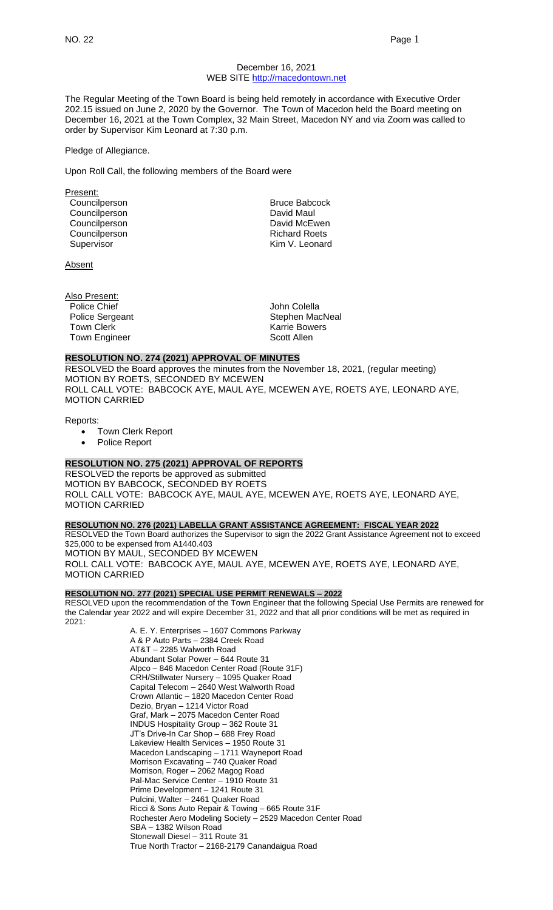December 16, 2021
WEB SITE http://macedontown.net

The Regular Meeting of the Town Board is being held remotely in accordance with Executive Order 202.15 issued on June 2, 2020 by the Governor. The Town of Macedon held the Board meeting on December 16, 2021 at the Town Complex, 32 Main Street, Macedon NY and via Zoom was called to order by Supervisor Kim Leonard at 7:30 p.m.

Pledge of Allegiance.

Upon Roll Call, the following members of the Board were

Present:

| | |
|---|---|
| Councilperson | Bruce Babcock |
| Councilperson | David Maul |
| Councilperson | David McEwen |
| Councilperson | Richard Roets |
| Supervisor | Kim V. Leonard |

Absent

Also Present:

| | |
|---|---|
| Police Chief | John Colella |
| Police Sergeant | Stephen MacNeal |
| Town Clerk | Karrie Bowers |
| Town Engineer | Scott Allen |

## RESOLUTION NO. 274 (2021) APPROVAL OF MINUTES

RESOLVED the Board approves the minutes from the November 18, 2021, (regular meeting)
MOTION BY ROETS, SECONDED BY MCEWEN
ROLL CALL VOTE: BABCOCK AYE, MAUL AYE, MCEWEN AYE, ROETS AYE, LEONARD AYE, MOTION CARRIED

Reports:

- Town Clerk Report
- Police Report

## RESOLUTION NO. 275 (2021) APPROVAL OF REPORTS

RESOLVED the reports be approved as submitted
MOTION BY BABCOCK, SECONDED BY ROETS
ROLL CALL VOTE: BABCOCK AYE, MAUL AYE, MCEWEN AYE, ROETS AYE, LEONARD AYE, MOTION CARRIED

## RESOLUTION NO. 276 (2021) LABELLA GRANT ASSISTANCE AGREEMENT: FISCAL YEAR 2022

RESOLVED the Town Board authorizes the Supervisor to sign the 2022 Grant Assistance Agreement not to exceed $25,000 to be expensed from A1440.403
MOTION BY MAUL, SECONDED BY MCEWEN
ROLL CALL VOTE: BABCOCK AYE, MAUL AYE, MCEWEN AYE, ROETS AYE, LEONARD AYE, MOTION CARRIED

## RESOLUTION NO. 277 (2021) SPECIAL USE PERMIT RENEWALS – 2022

RESOLVED upon the recommendation of the Town Engineer that the following Special Use Permits are renewed for the Calendar year 2022 and will expire December 31, 2022 and that all prior conditions will be met as required in 2021:

A. E. Y. Enterprises – 1607 Commons Parkway
A & P Auto Parts – 2384 Creek Road
AT&T – 2285 Walworth Road
Abundant Solar Power – 644 Route 31
Alpco – 846 Macedon Center Road (Route 31F)
CRH/Stillwater Nursery – 1095 Quaker Road
Capital Telecom – 2640 West Walworth Road
Crown Atlantic – 1820 Macedon Center Road
Dezio, Bryan – 1214 Victor Road
Graf, Mark – 2075 Macedon Center Road
INDUS Hospitality Group – 362 Route 31
JT's Drive-In Car Shop – 688 Frey Road
Lakeview Health Services – 1950 Route 31
Macedon Landscaping – 1711 Wayneport Road
Morrison Excavating – 740 Quaker Road
Morrison, Roger – 2062 Magog Road
Pal-Mac Service Center – 1910 Route 31
Prime Development – 1241 Route 31
Pulcini, Walter – 2461 Quaker Road
Ricci & Sons Auto Repair & Towing – 665 Route 31F
Rochester Aero Modeling Society – 2529 Macedon Center Road
SBA – 1382 Wilson Road
Stonewall Diesel – 311 Route 31
True North Tractor – 2168-2179 Canandaigua Road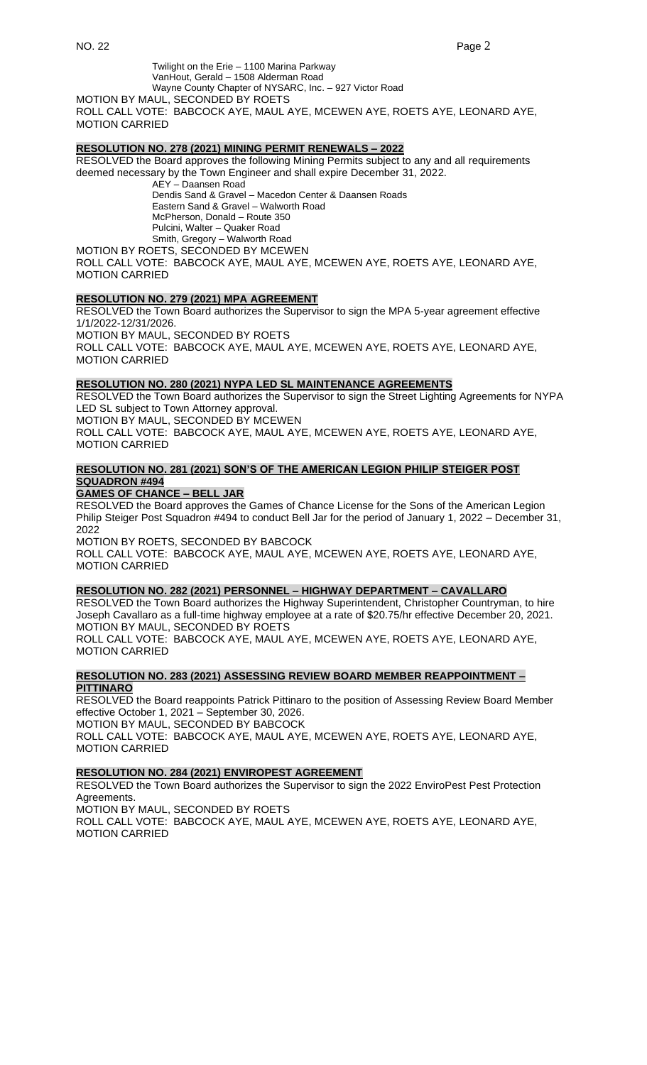Twilight on the Erie – 1100 Marina Parkway
VanHout, Gerald – 1508 Alderman Road
Wayne County Chapter of NYSARC, Inc. – 927 Victor Road

MOTION BY MAUL, SECONDED BY ROETS
ROLL CALL VOTE: BABCOCK AYE, MAUL AYE, MCEWEN AYE, ROETS AYE, LEONARD AYE, MOTION CARRIED

**RESOLUTION NO. 278 (2021) MINING PERMIT RENEWALS – 2022**

RESOLVED the Board approves the following Mining Permits subject to any and all requirements deemed necessary by the Town Engineer and shall expire December 31, 2022.

AEY – Daansen Road
Dendis Sand & Gravel – Macedon Center & Daansen Roads
Eastern Sand & Gravel – Walworth Road
McPherson, Donald – Route 350
Pulcini, Walter – Quaker Road
Smith, Gregory – Walworth Road

MOTION BY ROETS, SECONDED BY MCEWEN
ROLL CALL VOTE: BABCOCK AYE, MAUL AYE, MCEWEN AYE, ROETS AYE, LEONARD AYE, MOTION CARRIED

**RESOLUTION NO. 279 (2021) MPA AGREEMENT**

RESOLVED the Town Board authorizes the Supervisor to sign the MPA 5-year agreement effective 1/1/2022-12/31/2026.

MOTION BY MAUL, SECONDED BY ROETS
ROLL CALL VOTE: BABCOCK AYE, MAUL AYE, MCEWEN AYE, ROETS AYE, LEONARD AYE, MOTION CARRIED

**RESOLUTION NO. 280 (2021) NYPA LED SL MAINTENANCE AGREEMENTS**

RESOLVED the Town Board authorizes the Supervisor to sign the Street Lighting Agreements for NYPA LED SL subject to Town Attorney approval.

MOTION BY MAUL, SECONDED BY MCEWEN
ROLL CALL VOTE: BABCOCK AYE, MAUL AYE, MCEWEN AYE, ROETS AYE, LEONARD AYE, MOTION CARRIED

**RESOLUTION NO. 281 (2021) SON'S OF THE AMERICAN LEGION PHILIP STEIGER POST SQUADRON #494**
**GAMES OF CHANCE – BELL JAR**

RESOLVED the Board approves the Games of Chance License for the Sons of the American Legion Philip Steiger Post Squadron #494 to conduct Bell Jar for the period of January 1, 2022 – December 31, 2022

MOTION BY ROETS, SECONDED BY BABCOCK
ROLL CALL VOTE: BABCOCK AYE, MAUL AYE, MCEWEN AYE, ROETS AYE, LEONARD AYE, MOTION CARRIED

**RESOLUTION NO. 282 (2021) PERSONNEL – HIGHWAY DEPARTMENT – CAVALLARO**

RESOLVED the Town Board authorizes the Highway Superintendent, Christopher Countryman, to hire Joseph Cavallaro as a full-time highway employee at a rate of $20.75/hr effective December 20, 2021.

MOTION BY MAUL, SECONDED BY ROETS
ROLL CALL VOTE: BABCOCK AYE, MAUL AYE, MCEWEN AYE, ROETS AYE, LEONARD AYE, MOTION CARRIED

**RESOLUTION NO. 283 (2021) ASSESSING REVIEW BOARD MEMBER REAPPOINTMENT – PITTINARO**

RESOLVED the Board reappoints Patrick Pittinaro to the position of Assessing Review Board Member effective October 1, 2021 – September 30, 2026.

MOTION BY MAUL, SECONDED BY BABCOCK
ROLL CALL VOTE: BABCOCK AYE, MAUL AYE, MCEWEN AYE, ROETS AYE, LEONARD AYE, MOTION CARRIED

**RESOLUTION NO. 284 (2021) ENVIROPEST AGREEMENT**

RESOLVED the Town Board authorizes the Supervisor to sign the 2022 EnviroPest Pest Protection Agreements.

MOTION BY MAUL, SECONDED BY ROETS
ROLL CALL VOTE: BABCOCK AYE, MAUL AYE, MCEWEN AYE, ROETS AYE, LEONARD AYE, MOTION CARRIED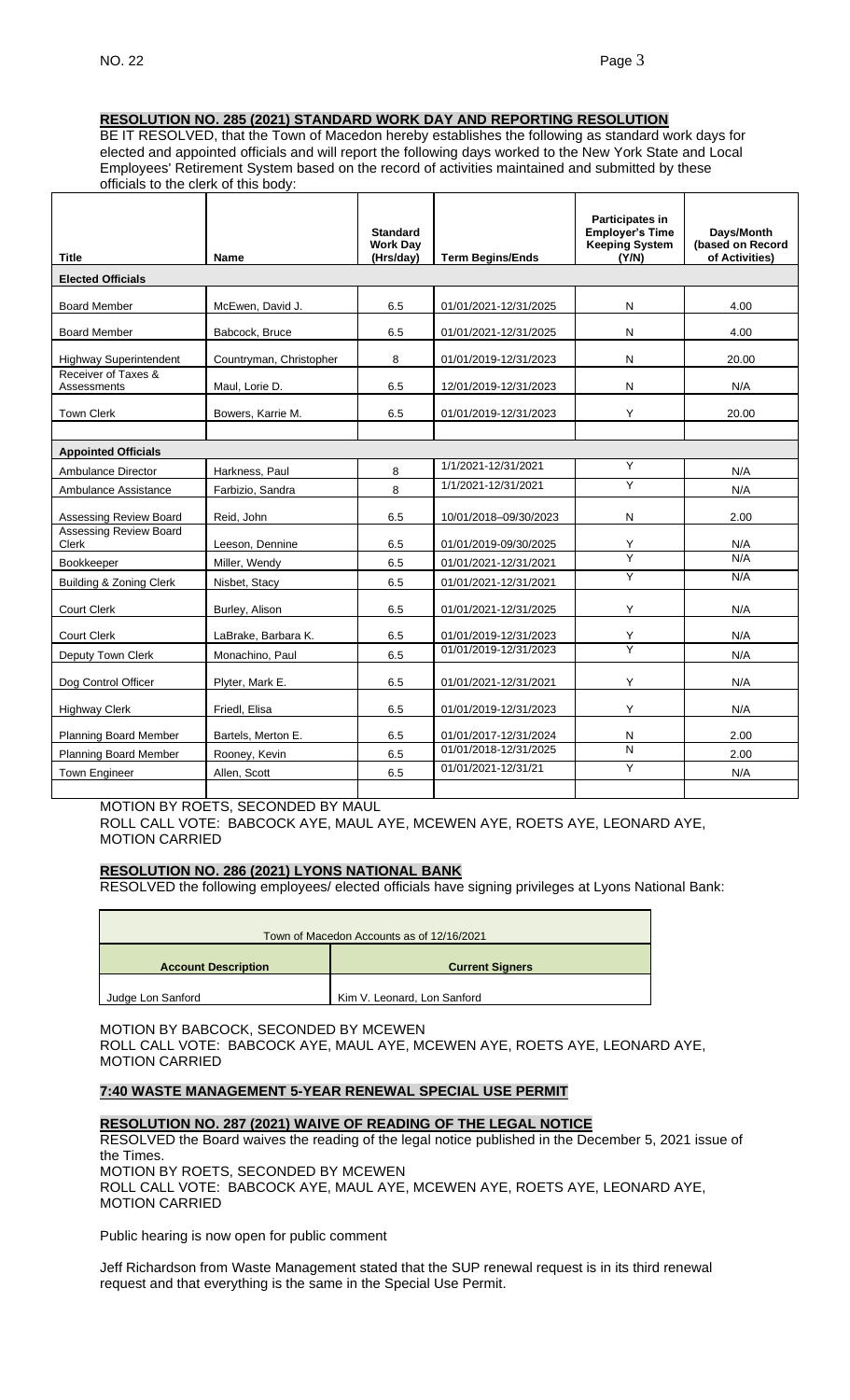**RESOLUTION NO. 285 (2021) STANDARD WORK DAY AND REPORTING RESOLUTION**

BE IT RESOLVED, that the Town of Macedon hereby establishes the following as standard work days for elected and appointed officials and will report the following days worked to the New York State and Local Employees' Retirement System based on the record of activities maintained and submitted by these officials to the clerk of this body:

| Title | Name | Standard Work Day (Hrs/day) | Term Begins/Ends | Participates in Employer's Time Keeping System (Y/N) | Days/Month (based on Record of Activities) |
|---|---|---|---|---|---|
| **Elected Officials** | | | | | |
| Board Member | McEwen, David J. | 6.5 | 01/01/2021-12/31/2025 | N | 4.00 |
| Board Member | Babcock, Bruce | 6.5 | 01/01/2021-12/31/2025 | N | 4.00 |
| Highway Superintendent | Countryman, Christopher | 8 | 01/01/2019-12/31/2023 | N | 20.00 |
| Receiver of Taxes & Assessments | Maul, Lorie D. | 6.5 | 12/01/2019-12/31/2023 | N | N/A |
| Town Clerk | Bowers, Karrie M. | 6.5 | 01/01/2019-12/31/2023 | Y | 20.00 |
| | | | | | |
| **Appointed Officials** | | | | | |
| Ambulance Director | Harkness, Paul | 8 | 1/1/2021-12/31/2021 | Y | N/A |
| Ambulance Assistance | Farbizio, Sandra | 8 | 1/1/2021-12/31/2021 | Y | N/A |
| Assessing Review Board | Reid, John | 6.5 | 10/01/2018–09/30/2023 | N | 2.00 |
| Assessing Review Board Clerk | Leeson, Dennine | 6.5 | 01/01/2019-09/30/2025 | Y | N/A |
| Bookkeeper | Miller, Wendy | 6.5 | 01/01/2021-12/31/2021 | Y | N/A |
| Building & Zoning Clerk | Nisbet, Stacy | 6.5 | 01/01/2021-12/31/2021 | Y | N/A |
| Court Clerk | Burley, Alison | 6.5 | 01/01/2021-12/31/2025 | Y | N/A |
| Court Clerk | LaBrake, Barbara K. | 6.5 | 01/01/2019-12/31/2023 | Y | N/A |
| Deputy Town Clerk | Monachino, Paul | 6.5 | 01/01/2019-12/31/2023 | Y | N/A |
| Dog Control Officer | Plyter, Mark E. | 6.5 | 01/01/2021-12/31/2021 | Y | N/A |
| Highway Clerk | Friedl, Elisa | 6.5 | 01/01/2019-12/31/2023 | Y | N/A |
| Planning Board Member | Bartels, Merton E. | 6.5 | 01/01/2017-12/31/2024 | N | 2.00 |
| Planning Board Member | Rooney, Kevin | 6.5 | 01/01/2018-12/31/2025 | N | 2.00 |
| Town Engineer | Allen, Scott | 6.5 | 01/01/2021-12/31/21 | Y | N/A |

MOTION BY ROETS, SECONDED BY MAUL
ROLL CALL VOTE: BABCOCK AYE, MAUL AYE, MCEWEN AYE, ROETS AYE, LEONARD AYE, MOTION CARRIED

**RESOLUTION NO. 286 (2021) LYONS NATIONAL BANK**

RESOLVED the following employees/ elected officials have signing privileges at Lyons National Bank:

| Town of Macedon Accounts as of 12/16/2021 | |
|---|---|
| **Account Description** | **Current Signers** |
| Judge Lon Sanford | Kim V. Leonard, Lon Sanford |

MOTION BY BABCOCK, SECONDED BY MCEWEN
ROLL CALL VOTE: BABCOCK AYE, MAUL AYE, MCEWEN AYE, ROETS AYE, LEONARD AYE, MOTION CARRIED

**7:40 WASTE MANAGEMENT 5-YEAR RENEWAL SPECIAL USE PERMIT**

**RESOLUTION NO. 287 (2021) WAIVE OF READING OF THE LEGAL NOTICE**

RESOLVED the Board waives the reading of the legal notice published in the December 5, 2021 issue of the Times.
MOTION BY ROETS, SECONDED BY MCEWEN
ROLL CALL VOTE: BABCOCK AYE, MAUL AYE, MCEWEN AYE, ROETS AYE, LEONARD AYE, MOTION CARRIED

Public hearing is now open for public comment

Jeff Richardson from Waste Management stated that the SUP renewal request is in its third renewal request and that everything is the same in the Special Use Permit.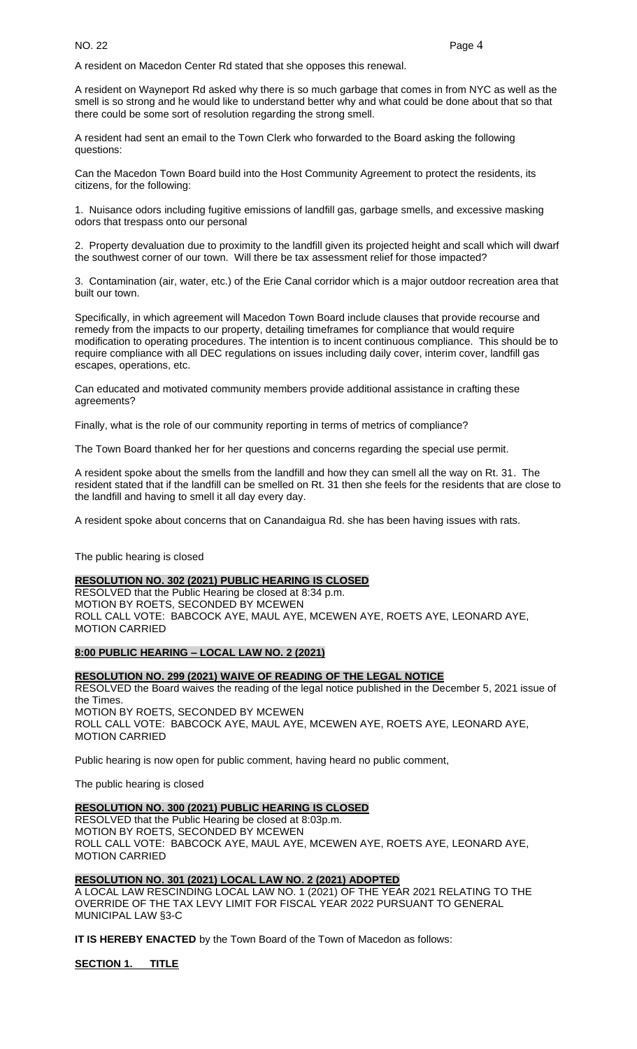A resident on Macedon Center Rd stated that she opposes this renewal.

A resident on Wayneport Rd asked why there is so much garbage that comes in from NYC as well as the smell is so strong and he would like to understand better why and what could be done about that so that there could be some sort of resolution regarding the strong smell.

A resident had sent an email to the Town Clerk who forwarded to the Board asking the following questions:

Can the Macedon Town Board build into the Host Community Agreement to protect the residents, its citizens, for the following:

1. Nuisance odors including fugitive emissions of landfill gas, garbage smells, and excessive masking odors that trespass onto our personal

2. Property devaluation due to proximity to the landfill given its projected height and scall which will dwarf the southwest corner of our town. Will there be tax assessment relief for those impacted?

3. Contamination (air, water, etc.) of the Erie Canal corridor which is a major outdoor recreation area that built our town.

Specifically, in which agreement will Macedon Town Board include clauses that provide recourse and remedy from the impacts to our property, detailing timeframes for compliance that would require modification to operating procedures. The intention is to incent continuous compliance. This should be to require compliance with all DEC regulations on issues including daily cover, interim cover, landfill gas escapes, operations, etc.

Can educated and motivated community members provide additional assistance in crafting these agreements?

Finally, what is the role of our community reporting in terms of metrics of compliance?

The Town Board thanked her for her questions and concerns regarding the special use permit.

A resident spoke about the smells from the landfill and how they can smell all the way on Rt. 31. The resident stated that if the landfill can be smelled on Rt. 31 then she feels for the residents that are close to the landfill and having to smell it all day every day.

A resident spoke about concerns that on Canandaigua Rd. she has been having issues with rats.

The public hearing is closed

**RESOLUTION NO. 302 (2021) PUBLIC HEARING IS CLOSED**
RESOLVED that the Public Hearing be closed at 8:34 p.m.
MOTION BY ROETS, SECONDED BY MCEWEN
ROLL CALL VOTE: BABCOCK AYE, MAUL AYE, MCEWEN AYE, ROETS AYE, LEONARD AYE,
MOTION CARRIED

**8:00 PUBLIC HEARING – LOCAL LAW NO. 2 (2021)**

**RESOLUTION NO. 299 (2021) WAIVE OF READING OF THE LEGAL NOTICE**
RESOLVED the Board waives the reading of the legal notice published in the December 5, 2021 issue of the Times.
MOTION BY ROETS, SECONDED BY MCEWEN
ROLL CALL VOTE: BABCOCK AYE, MAUL AYE, MCEWEN AYE, ROETS AYE, LEONARD AYE,
MOTION CARRIED

Public hearing is now open for public comment, having heard no public comment,

The public hearing is closed

**RESOLUTION NO. 300 (2021) PUBLIC HEARING IS CLOSED**
RESOLVED that the Public Hearing be closed at 8:03p.m.
MOTION BY ROETS, SECONDED BY MCEWEN
ROLL CALL VOTE: BABCOCK AYE, MAUL AYE, MCEWEN AYE, ROETS AYE, LEONARD AYE,
MOTION CARRIED

**RESOLUTION NO. 301 (2021) LOCAL LAW NO. 2 (2021) ADOPTED**
A LOCAL LAW RESCINDING LOCAL LAW NO. 1 (2021) OF THE YEAR 2021 RELATING TO THE OVERRIDE OF THE TAX LEVY LIMIT FOR FISCAL YEAR 2022 PURSUANT TO GENERAL MUNICIPAL LAW §3-C

**IT IS HEREBY ENACTED** by the Town Board of the Town of Macedon as follows:

**SECTION 1. TITLE**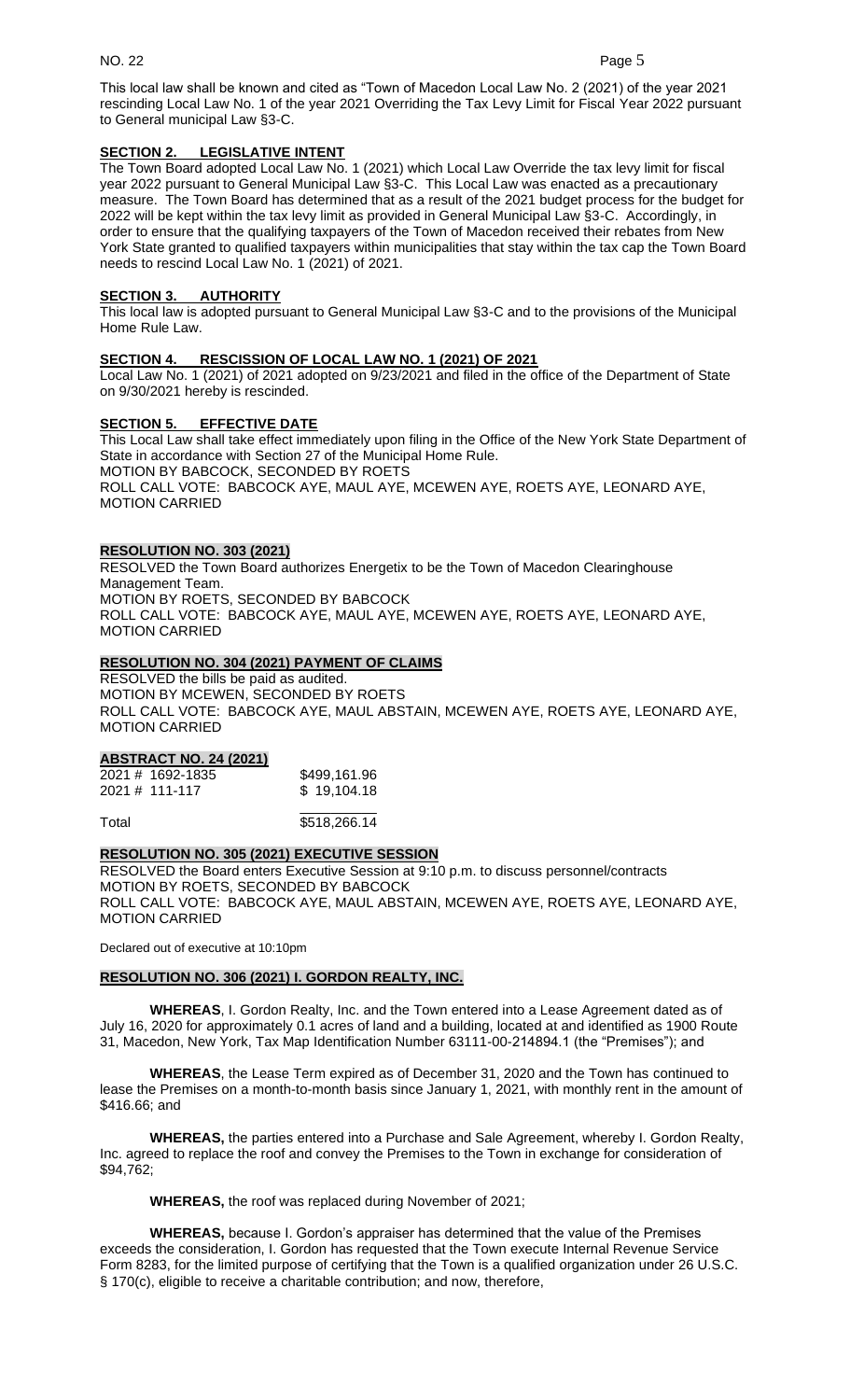This local law shall be known and cited as "Town of Macedon Local Law No. 2 (2021) of the year 2021 rescinding Local Law No. 1 of the year 2021 Overriding the Tax Levy Limit for Fiscal Year 2022 pursuant to General municipal Law §3-C.

**SECTION 2. LEGISLATIVE INTENT**

The Town Board adopted Local Law No. 1 (2021) which Local Law Override the tax levy limit for fiscal year 2022 pursuant to General Municipal Law §3-C. This Local Law was enacted as a precautionary measure. The Town Board has determined that as a result of the 2021 budget process for the budget for 2022 will be kept within the tax levy limit as provided in General Municipal Law §3-C. Accordingly, in order to ensure that the qualifying taxpayers of the Town of Macedon received their rebates from New York State granted to qualified taxpayers within municipalities that stay within the tax cap the Town Board needs to rescind Local Law No. 1 (2021) of 2021.

**SECTION 3. AUTHORITY**

This local law is adopted pursuant to General Municipal Law §3-C and to the provisions of the Municipal Home Rule Law.

**SECTION 4. RESCISSION OF LOCAL LAW NO. 1 (2021) OF 2021**

Local Law No. 1 (2021) of 2021 adopted on 9/23/2021 and filed in the office of the Department of State on 9/30/2021 hereby is rescinded.

**SECTION 5. EFFECTIVE DATE**

This Local Law shall take effect immediately upon filing in the Office of the New York State Department of State in accordance with Section 27 of the Municipal Home Rule.
MOTION BY BABCOCK, SECONDED BY ROETS
ROLL CALL VOTE: BABCOCK AYE, MAUL AYE, MCEWEN AYE, ROETS AYE, LEONARD AYE, MOTION CARRIED

**RESOLUTION NO. 303 (2021)**

RESOLVED the Town Board authorizes Energetix to be the Town of Macedon Clearinghouse Management Team.
MOTION BY ROETS, SECONDED BY BABCOCK
ROLL CALL VOTE: BABCOCK AYE, MAUL AYE, MCEWEN AYE, ROETS AYE, LEONARD AYE, MOTION CARRIED

**RESOLUTION NO. 304 (2021) PAYMENT OF CLAIMS**

RESOLVED the bills be paid as audited.
MOTION BY MCEWEN, SECONDED BY ROETS
ROLL CALL VOTE: BABCOCK AYE, MAUL ABSTAIN, MCEWEN AYE, ROETS AYE, LEONARD AYE, MOTION CARRIED

**ABSTRACT NO. 24 (2021)**

| | |
|---|---|
| 2021 # 1692-1835 | $499,161.96 |
| 2021 # 111-117 | $ 19,104.18 |
| Total | $518,266.14 |

**RESOLUTION NO. 305 (2021) EXECUTIVE SESSION**

RESOLVED the Board enters Executive Session at 9:10 p.m. to discuss personnel/contracts
MOTION BY ROETS, SECONDED BY BABCOCK
ROLL CALL VOTE: BABCOCK AYE, MAUL ABSTAIN, MCEWEN AYE, ROETS AYE, LEONARD AYE, MOTION CARRIED

Declared out of executive at 10:10pm

**RESOLUTION NO. 306 (2021) I. GORDON REALTY, INC.**

**WHEREAS**, I. Gordon Realty, Inc. and the Town entered into a Lease Agreement dated as of July 16, 2020 for approximately 0.1 acres of land and a building, located at and identified as 1900 Route 31, Macedon, New York, Tax Map Identification Number 63111-00-214894.1 (the "Premises"); and

**WHEREAS**, the Lease Term expired as of December 31, 2020 and the Town has continued to lease the Premises on a month-to-month basis since January 1, 2021, with monthly rent in the amount of $416.66; and

**WHEREAS,** the parties entered into a Purchase and Sale Agreement, whereby I. Gordon Realty, Inc. agreed to replace the roof and convey the Premises to the Town in exchange for consideration of $94,762;

**WHEREAS,** the roof was replaced during November of 2021;

**WHEREAS,** because I. Gordon's appraiser has determined that the value of the Premises exceeds the consideration, I. Gordon has requested that the Town execute Internal Revenue Service Form 8283, for the limited purpose of certifying that the Town is a qualified organization under 26 U.S.C. § 170(c), eligible to receive a charitable contribution; and now, therefore,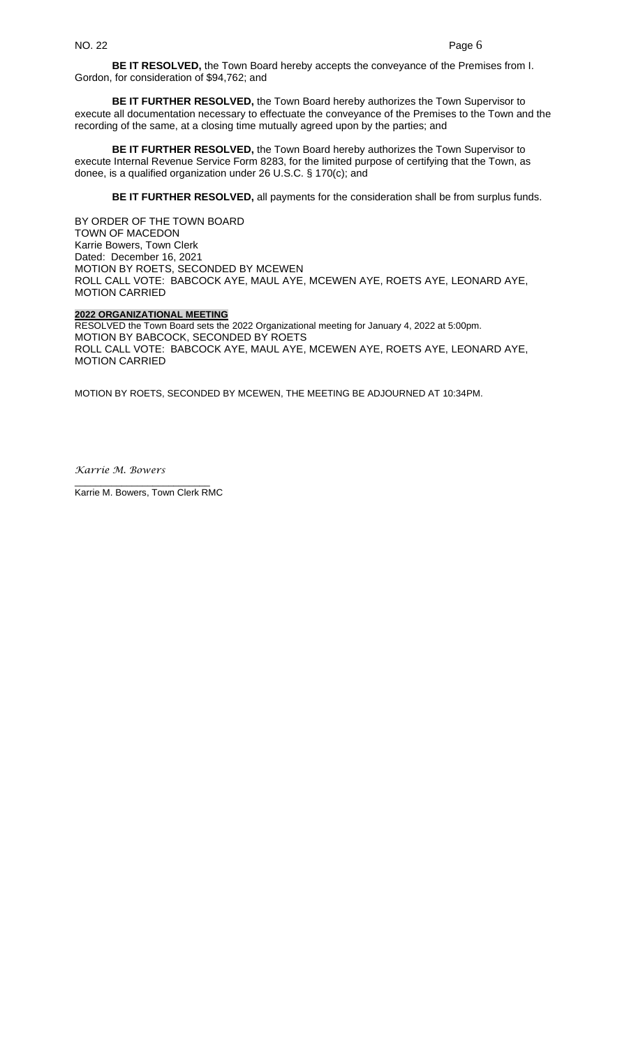**BE IT RESOLVED,** the Town Board hereby accepts the conveyance of the Premises from I. Gordon, for consideration of $94,762; and

**BE IT FURTHER RESOLVED,** the Town Board hereby authorizes the Town Supervisor to execute all documentation necessary to effectuate the conveyance of the Premises to the Town and the recording of the same, at a closing time mutually agreed upon by the parties; and

**BE IT FURTHER RESOLVED,** the Town Board hereby authorizes the Town Supervisor to execute Internal Revenue Service Form 8283, for the limited purpose of certifying that the Town, as donee, is a qualified organization under 26 U.S.C. § 170(c); and

**BE IT FURTHER RESOLVED,** all payments for the consideration shall be from surplus funds.

BY ORDER OF THE TOWN BOARD
TOWN OF MACEDON
Karrie Bowers, Town Clerk
Dated: December 16, 2021
MOTION BY ROETS, SECONDED BY MCEWEN
ROLL CALL VOTE: BABCOCK AYE, MAUL AYE, MCEWEN AYE, ROETS AYE, LEONARD AYE, MOTION CARRIED

**2022 ORGANIZATIONAL MEETING**

RESOLVED the Town Board sets the 2022 Organizational meeting for January 4, 2022 at 5:00pm.
MOTION BY BABCOCK, SECONDED BY ROETS
ROLL CALL VOTE: BABCOCK AYE, MAUL AYE, MCEWEN AYE, ROETS AYE, LEONARD AYE, MOTION CARRIED

MOTION BY ROETS, SECONDED BY MCEWEN, THE MEETING BE ADJOURNED AT 10:34PM.

*Karrie M. Bowers*

Karrie M. Bowers, Town Clerk RMC